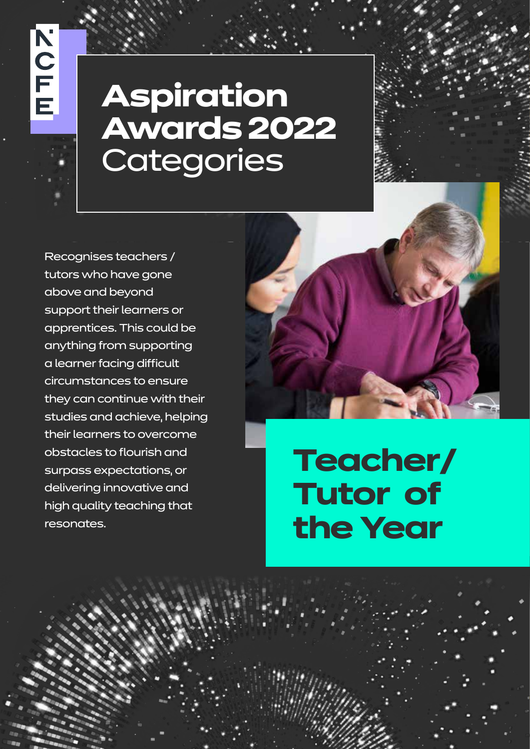NCFE

# Aspiration Awards 2022 Categories

## Teacher/ Tutor of the Year

Recognises teachers / tutors who have gone above and beyond support their learners or apprentices. This could be anything from supporting a learner facing difficult circumstances to ensure they can continue with their studies and achieve, helping their learners to overcome obstacles to flourish and surpass expectations, or delivering innovative and high quality teaching that resonates.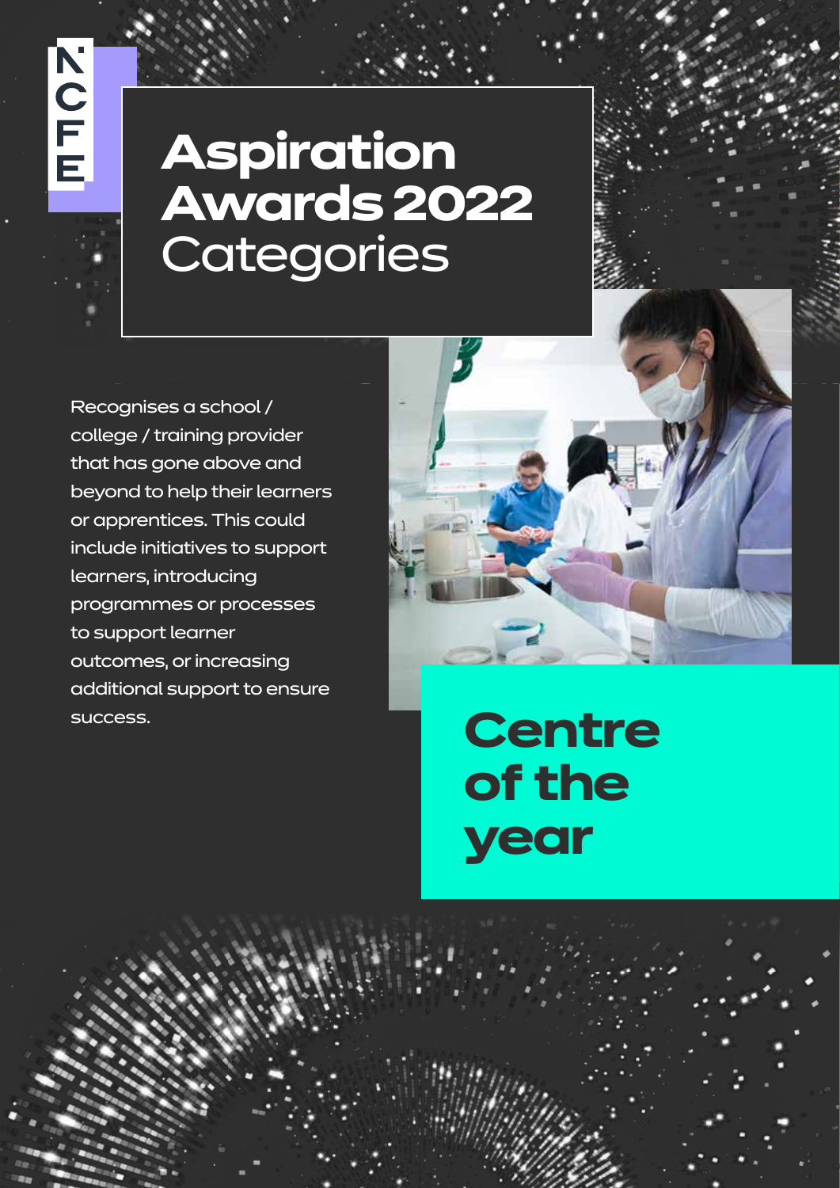# Aspiration Awards 2022 Categories

## Centre of the year

Recognises a school / college / training provider that has gone above and beyond to help their learners or apprentices. This could include initiatives to support learners, introducing programmes or processes to support learner outcomes, or increasing additional support to ensure success.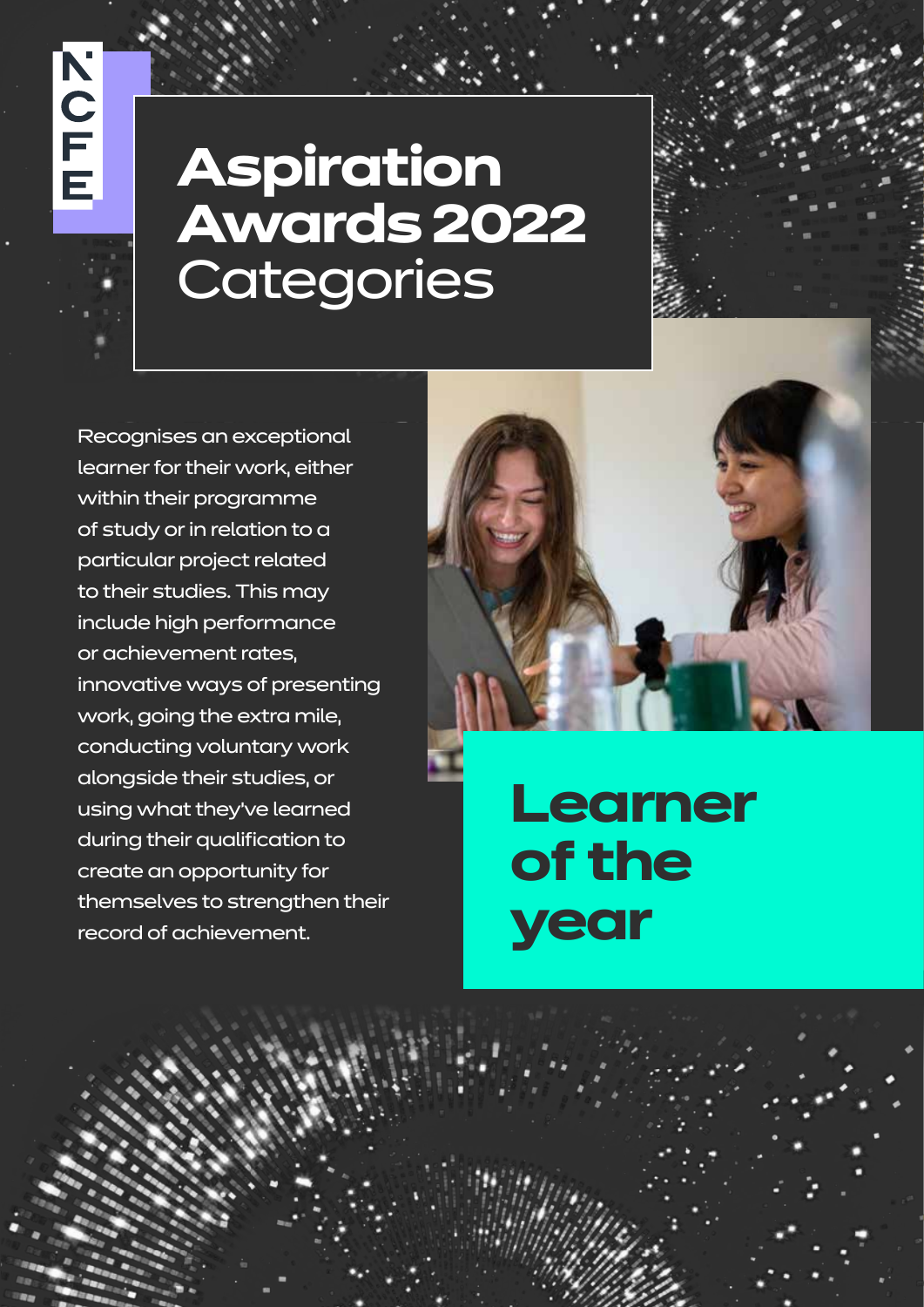NCFE

# Aspiration Awards 2022 Categories

## Learner of the year

Recognises an exceptional learner for their work, either within their programme of study or in relation to a particular project related to their studies. This may include high performance or achievement rates, innovative ways of presenting work, going the extra mile, conducting voluntary work alongside their studies, or using what they've learned during their qualification to create an opportunity for themselves to strengthen their record of achievement.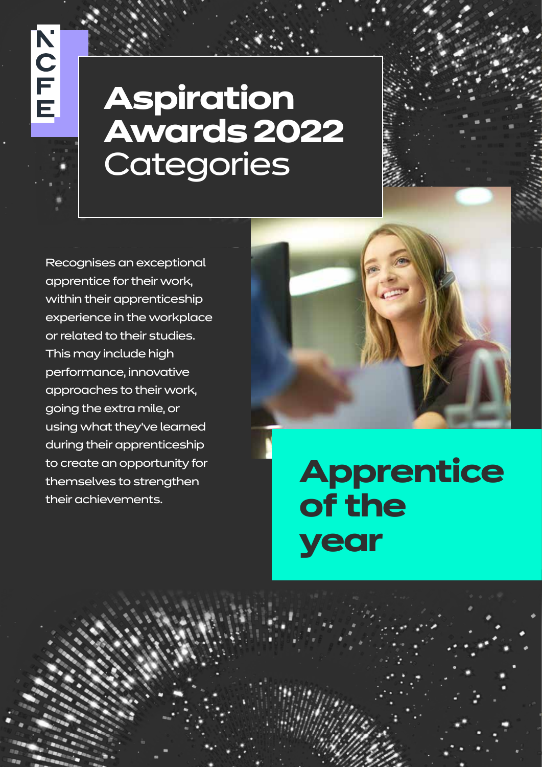# Aspiration Awards 2022 Categories

## Apprentice of the year

Recognises an exceptional apprentice for their work, within their apprenticeship experience in the workplace or related to their studies. This may include high performance, innovative approaches to their work, going the extra mile, or using what they've learned during their apprenticeship to create an opportunity for themselves to strengthen their achievements.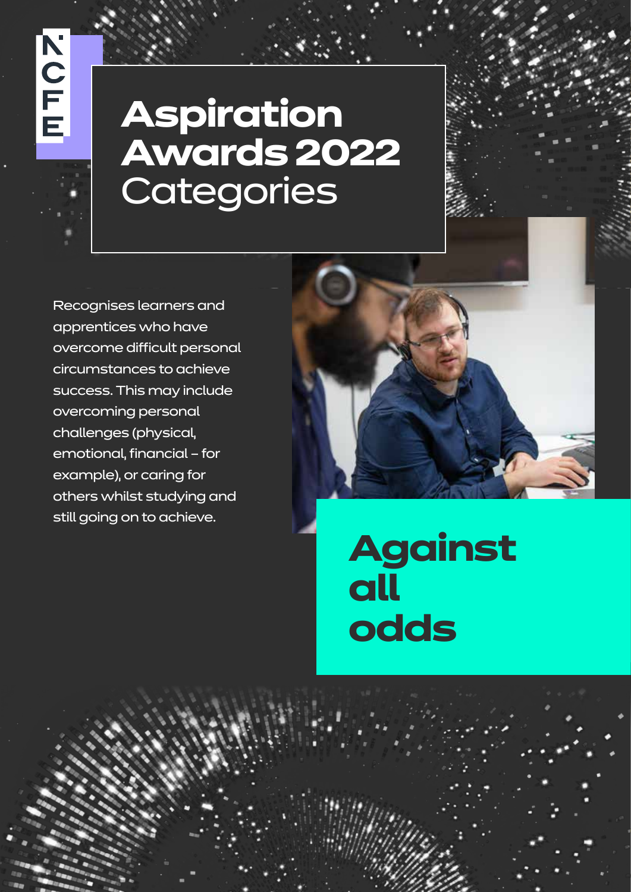# Aspiration Awards 2022 Categories

## Against all odds

Recognises learners and apprentices who have overcome difficult personal circumstances to achieve success. This may include overcoming personal challenges (physical, emotional, financial – for example), or caring for others whilst studying and still going on to achieve.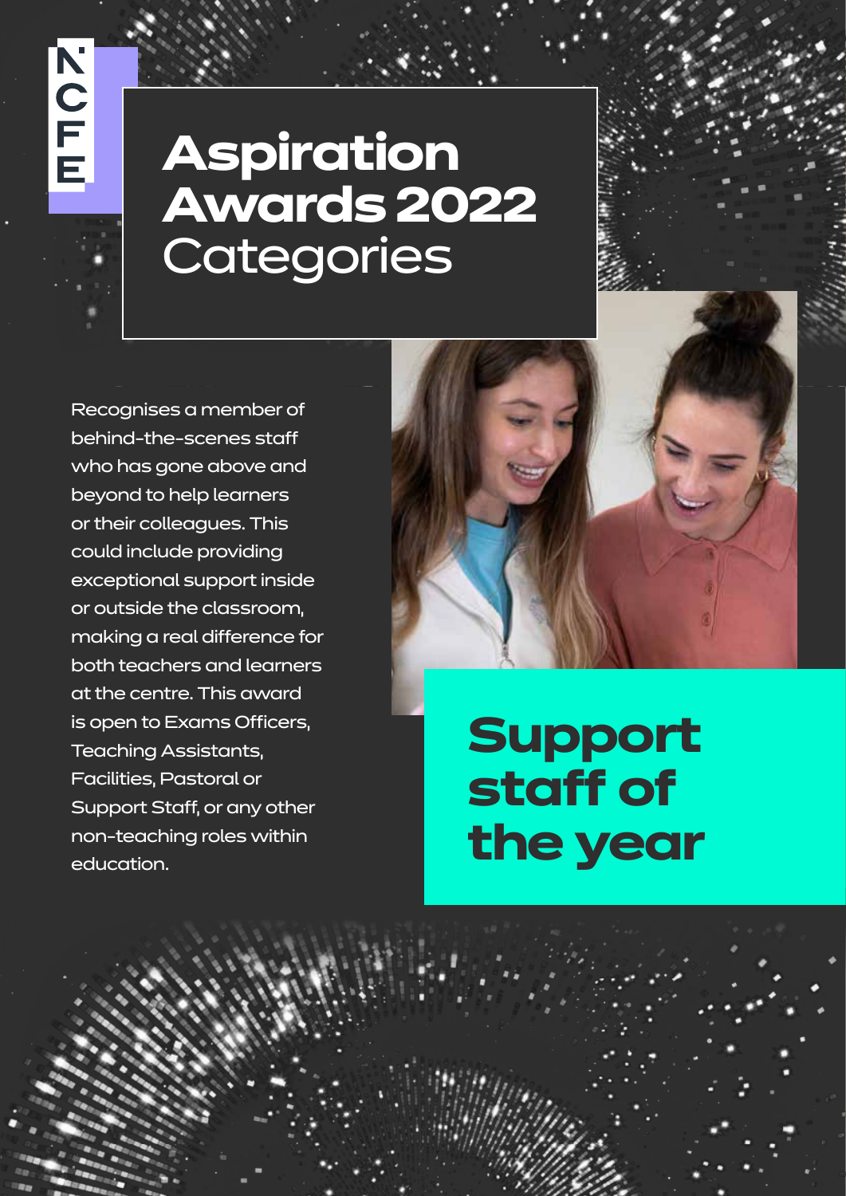NCFE

# Aspiration Awards 2022 Categories

## Support staff of the year

Recognises a member of behind-the-scenes staff who has gone above and beyond to help learners or their colleagues. This could include providing exceptional support inside or outside the classroom, making a real difference for both teachers and learners at the centre. This award is open to Exams Officers, Teaching Assistants, Facilities, Pastoral or Support Staff, or any other non-teaching roles within education.